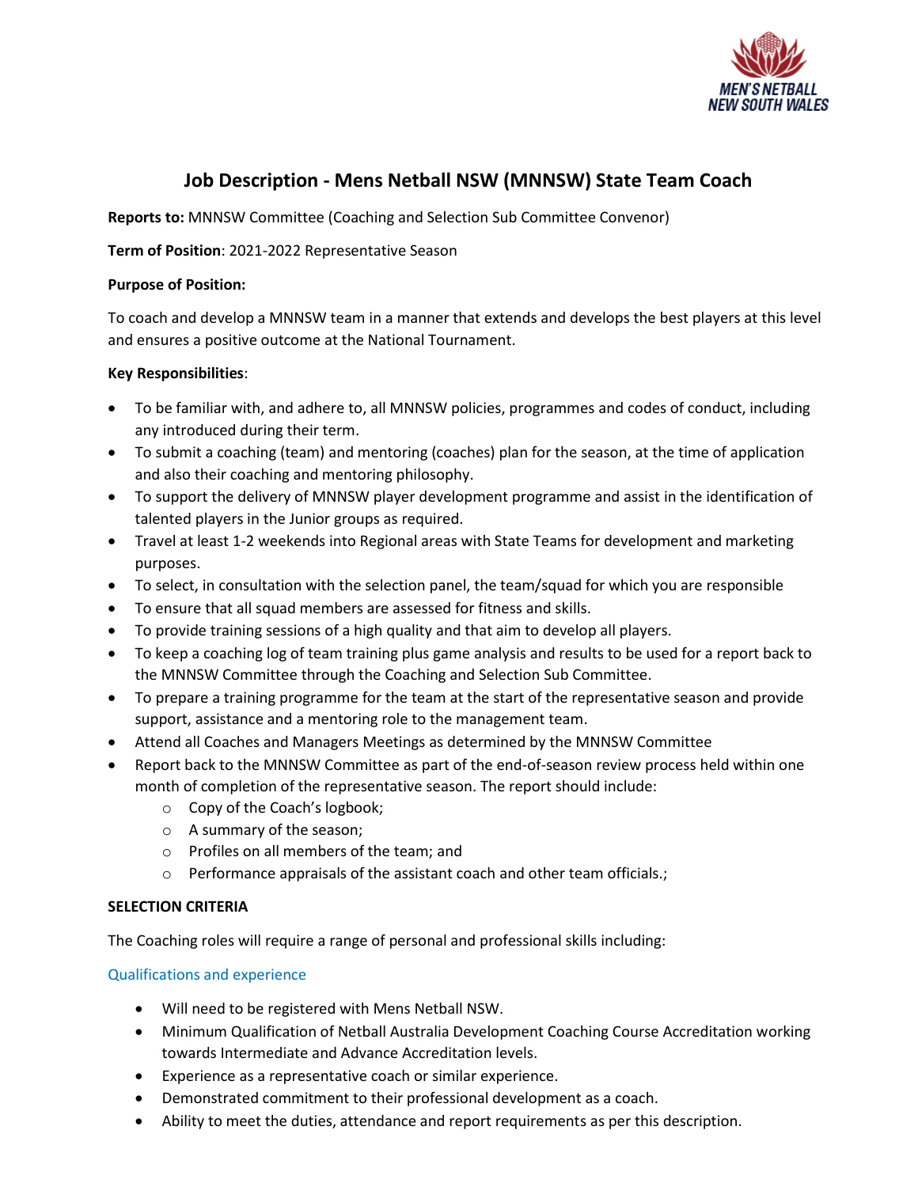# Job Description - Mens Netball NSW (MNNSW) State Team Coach

**Reports to:** MNNSW Committee (Coaching and Selection Sub Committee Convenor)

**Term of Position**: 2021-2022 Representative Season

**Purpose of Position:**

To coach and develop a MNNSW team in a manner that extends and develops the best players at this level and ensures a positive outcome at the National Tournament.

**Key Responsibilities**:

- To be familiar with, and adhere to, all MNNSW policies, programmes and codes of conduct, including any introduced during their term.
- To submit a coaching (team) and mentoring (coaches) plan for the season, at the time of application and also their coaching and mentoring philosophy.
- To support the delivery of MNNSW player development programme and assist in the identification of talented players in the Junior groups as required.
- Travel at least 1-2 weekends into Regional areas with State Teams for development and marketing purposes.
- To select, in consultation with the selection panel, the team/squad for which you are responsible
- To ensure that all squad members are assessed for fitness and skills.
- To provide training sessions of a high quality and that aim to develop all players.
- To keep a coaching log of team training plus game analysis and results to be used for a report back to the MNNSW Committee through the Coaching and Selection Sub Committee.
- To prepare a training programme for the team at the start of the representative season and provide support, assistance and a mentoring role to the management team.
- Attend all Coaches and Managers Meetings as determined by the MNNSW Committee
- Report back to the MNNSW Committee as part of the end-of-season review process held within one month of completion of the representative season. The report should include:
  - Copy of the Coach's logbook;
  - A summary of the season;
  - Profiles on all members of the team; and
  - Performance appraisals of the assistant coach and other team officials.;

**SELECTION CRITERIA**

The Coaching roles will require a range of personal and professional skills including:

### Qualifications and experience

- Will need to be registered with Mens Netball NSW.
- Minimum Qualification of Netball Australia Development Coaching Course Accreditation working towards Intermediate and Advance Accreditation levels.
- Experience as a representative coach or similar experience.
- Demonstrated commitment to their professional development as a coach.
- Ability to meet the duties, attendance and report requirements as per this description.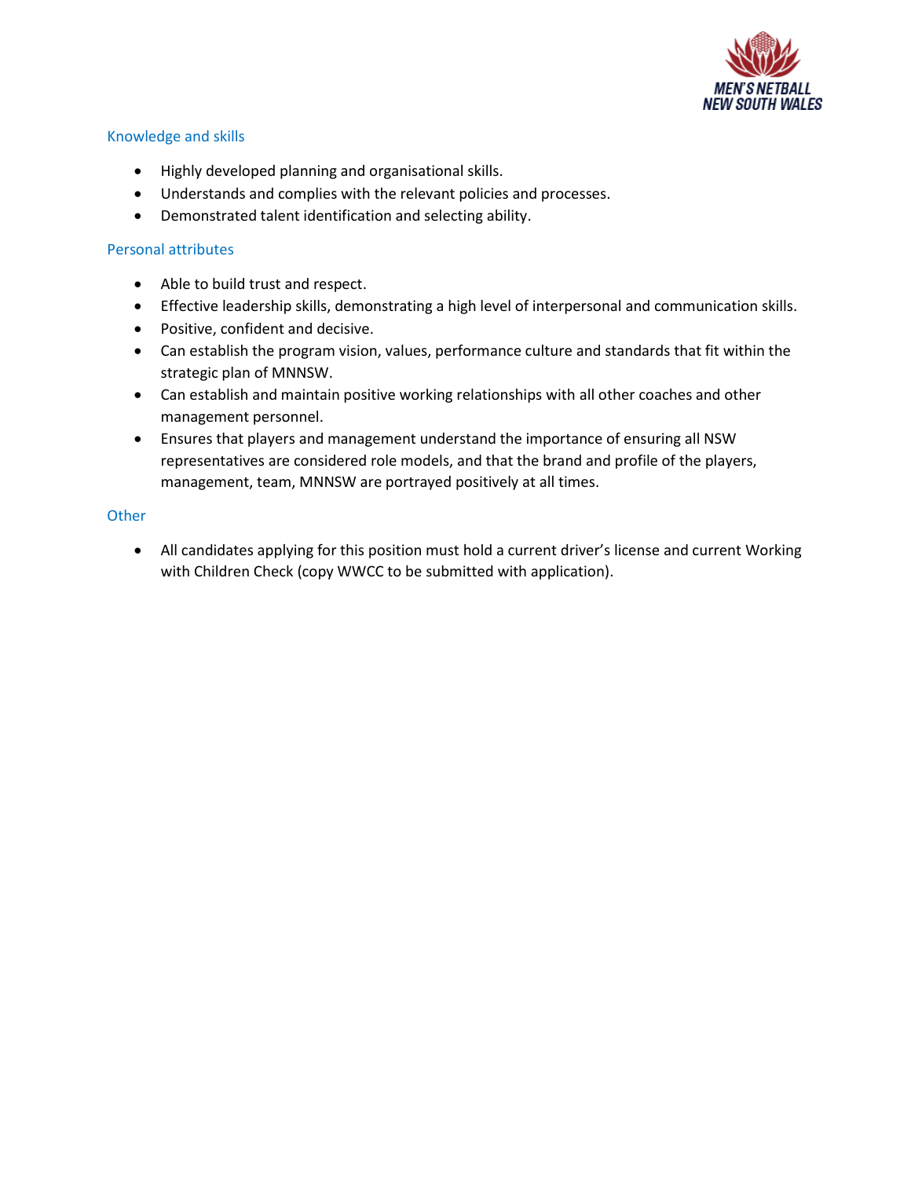### Knowledge and skills

- Highly developed planning and organisational skills.
- Understands and complies with the relevant policies and processes.
- Demonstrated talent identification and selecting ability.

### Personal attributes

- Able to build trust and respect.
- Effective leadership skills, demonstrating a high level of interpersonal and communication skills.
- Positive, confident and decisive.
- Can establish the program vision, values, performance culture and standards that fit within the strategic plan of MNNSW.
- Can establish and maintain positive working relationships with all other coaches and other management personnel.
- Ensures that players and management understand the importance of ensuring all NSW representatives are considered role models, and that the brand and profile of the players, management, team, MNNSW are portrayed positively at all times.

### Other

- All candidates applying for this position must hold a current driver's license and current Working with Children Check (copy WWCC to be submitted with application).